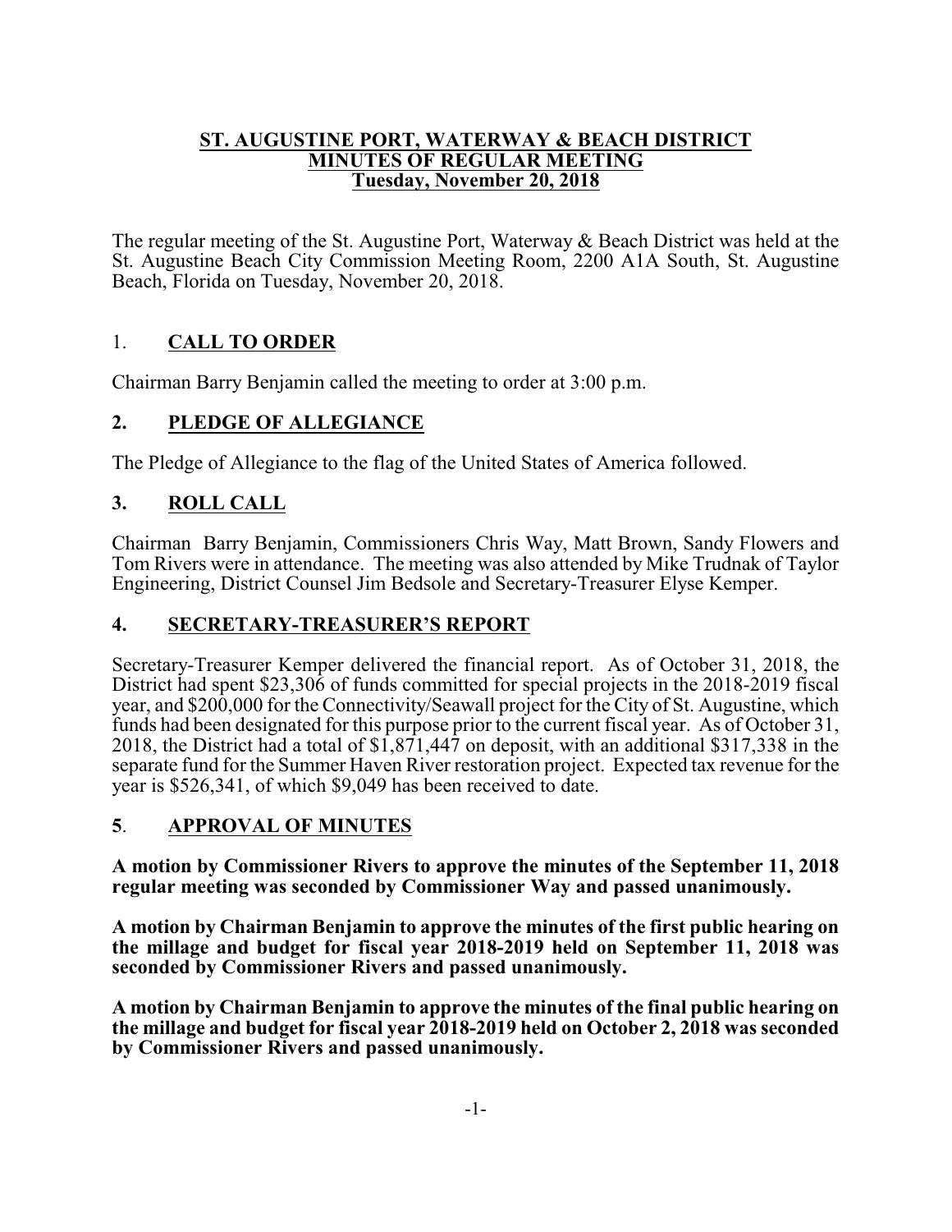# ST. AUGUSTINE PORT, WATERWAY & BEACH DISTRICT
## MINUTES OF REGULAR MEETING
### Tuesday, November 20, 2018

The regular meeting of the St. Augustine Port, Waterway & Beach District was held at the St. Augustine Beach City Commission Meeting Room, 2200 A1A South, St. Augustine Beach, Florida on Tuesday, November 20, 2018.

## 1. CALL TO ORDER

Chairman Barry Benjamin called the meeting to order at 3:00 p.m.

## 2. PLEDGE OF ALLEGIANCE

The Pledge of Allegiance to the flag of the United States of America followed.

## 3. ROLL CALL

Chairman Barry Benjamin, Commissioners Chris Way, Matt Brown, Sandy Flowers and Tom Rivers were in attendance. The meeting was also attended by Mike Trudnak of Taylor Engineering, District Counsel Jim Bedsole and Secretary-Treasurer Elyse Kemper.

## 4. SECRETARY-TREASURER'S REPORT

Secretary-Treasurer Kemper delivered the financial report. As of October 31, 2018, the District had spent $23,306 of funds committed for special projects in the 2018-2019 fiscal year, and $200,000 for the Connectivity/Seawall project for the City of St. Augustine, which funds had been designated for this purpose prior to the current fiscal year. As of October 31, 2018, the District had a total of $1,871,447 on deposit, with an additional $317,338 in the separate fund for the Summer Haven River restoration project. Expected tax revenue for the year is $526,341, of which $9,049 has been received to date.

## 5. APPROVAL OF MINUTES

**A motion by Commissioner Rivers to approve the minutes of the September 11, 2018 regular meeting was seconded by Commissioner Way and passed unanimously.**

**A motion by Chairman Benjamin to approve the minutes of the first public hearing on the millage and budget for fiscal year 2018-2019 held on September 11, 2018 was seconded by Commissioner Rivers and passed unanimously.**

**A motion by Chairman Benjamin to approve the minutes of the final public hearing on the millage and budget for fiscal year 2018-2019 held on October 2, 2018 was seconded by Commissioner Rivers and passed unanimously.**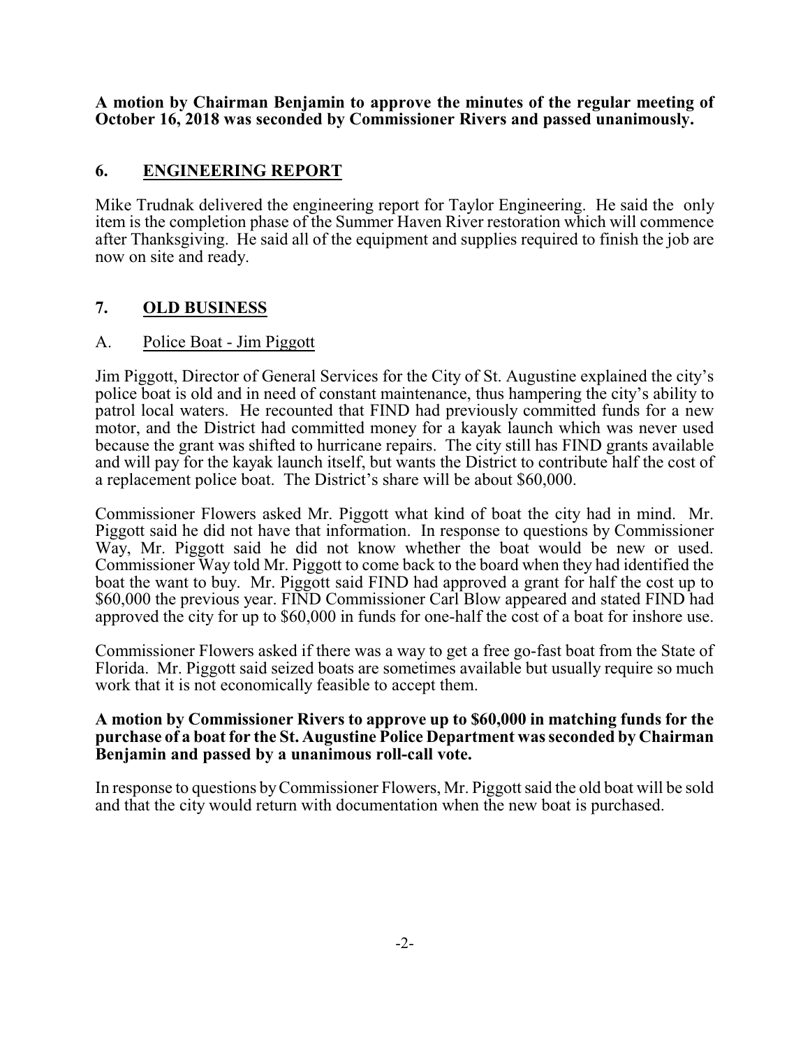**A motion by Chairman Benjamin to approve the minutes of the regular meeting of October 16, 2018 was seconded by Commissioner Rivers and passed unanimously.**

## 6. ENGINEERING REPORT

Mike Trudnak delivered the engineering report for Taylor Engineering. He said the only item is the completion phase of the Summer Haven River restoration which will commence after Thanksgiving. He said all of the equipment and supplies required to finish the job are now on site and ready.

## 7. OLD BUSINESS

### A. Police Boat - Jim Piggott

Jim Piggott, Director of General Services for the City of St. Augustine explained the city's police boat is old and in need of constant maintenance, thus hampering the city's ability to patrol local waters. He recounted that FIND had previously committed funds for a new motor, and the District had committed money for a kayak launch which was never used because the grant was shifted to hurricane repairs. The city still has FIND grants available and will pay for the kayak launch itself, but wants the District to contribute half the cost of a replacement police boat. The District's share will be about $60,000.

Commissioner Flowers asked Mr. Piggott what kind of boat the city had in mind. Mr. Piggott said he did not have that information. In response to questions by Commissioner Way, Mr. Piggott said he did not know whether the boat would be new or used. Commissioner Way told Mr. Piggott to come back to the board when they had identified the boat the want to buy. Mr. Piggott said FIND had approved a grant for half the cost up to $60,000 the previous year. FIND Commissioner Carl Blow appeared and stated FIND had approved the city for up to $60,000 in funds for one-half the cost of a boat for inshore use.

Commissioner Flowers asked if there was a way to get a free go-fast boat from the State of Florida. Mr. Piggott said seized boats are sometimes available but usually require so much work that it is not economically feasible to accept them.

**A motion by Commissioner Rivers to approve up to $60,000 in matching funds for the purchase of a boat for the St. Augustine Police Department was seconded by Chairman Benjamin and passed by a unanimous roll-call vote.**

In response to questions by Commissioner Flowers, Mr. Piggott said the old boat will be sold and that the city would return with documentation when the new boat is purchased.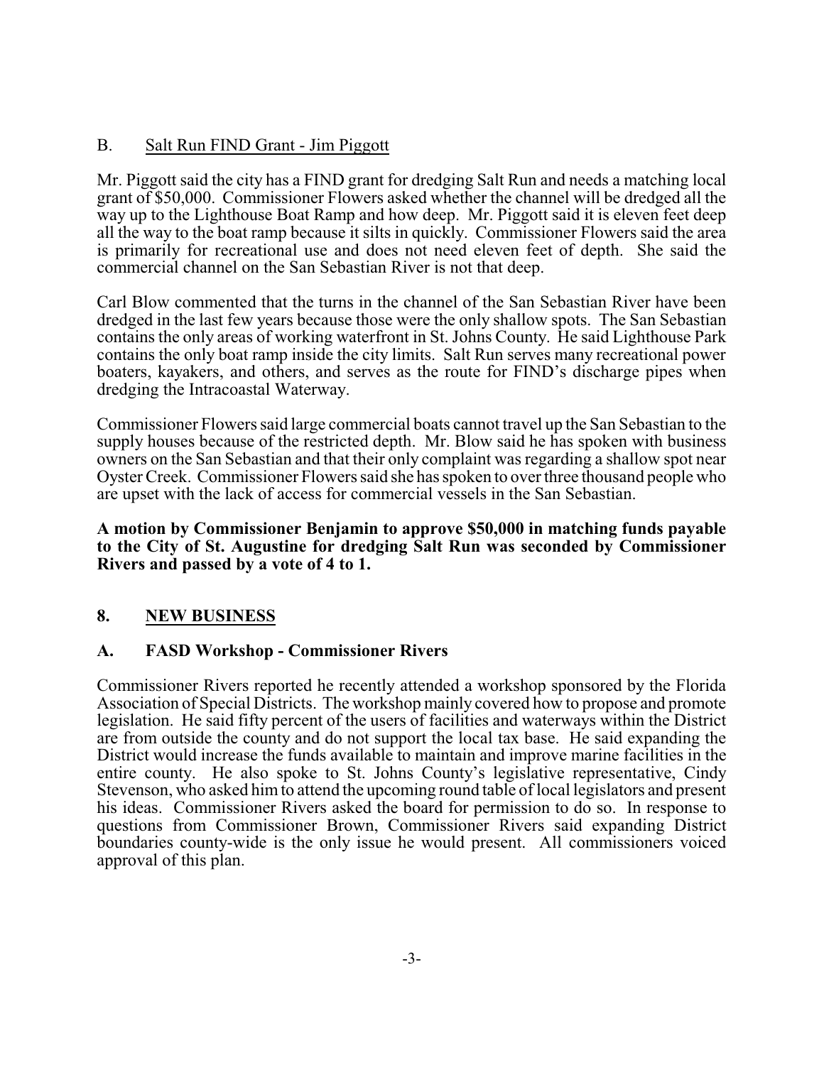B. Salt Run FIND Grant - Jim Piggott

Mr. Piggott said the city has a FIND grant for dredging Salt Run and needs a matching local grant of $50,000. Commissioner Flowers asked whether the channel will be dredged all the way up to the Lighthouse Boat Ramp and how deep. Mr. Piggott said it is eleven feet deep all the way to the boat ramp because it silts in quickly. Commissioner Flowers said the area is primarily for recreational use and does not need eleven feet of depth. She said the commercial channel on the San Sebastian River is not that deep.

Carl Blow commented that the turns in the channel of the San Sebastian River have been dredged in the last few years because those were the only shallow spots. The San Sebastian contains the only areas of working waterfront in St. Johns County. He said Lighthouse Park contains the only boat ramp inside the city limits. Salt Run serves many recreational power boaters, kayakers, and others, and serves as the route for FIND's discharge pipes when dredging the Intracoastal Waterway.

Commissioner Flowers said large commercial boats cannot travel up the San Sebastian to the supply houses because of the restricted depth. Mr. Blow said he has spoken with business owners on the San Sebastian and that their only complaint was regarding a shallow spot near Oyster Creek. Commissioner Flowers said she has spoken to over three thousand people who are upset with the lack of access for commercial vessels in the San Sebastian.

**A motion by Commissioner Benjamin to approve $50,000 in matching funds payable to the City of St. Augustine for dredging Salt Run was seconded by Commissioner Rivers and passed by a vote of 4 to 1.**

## 8. NEW BUSINESS

### A. FASD Workshop - Commissioner Rivers

Commissioner Rivers reported he recently attended a workshop sponsored by the Florida Association of Special Districts. The workshop mainly covered how to propose and promote legislation. He said fifty percent of the users of facilities and waterways within the District are from outside the county and do not support the local tax base. He said expanding the District would increase the funds available to maintain and improve marine facilities in the entire county. He also spoke to St. Johns County's legislative representative, Cindy Stevenson, who asked him to attend the upcoming round table of local legislators and present his ideas. Commissioner Rivers asked the board for permission to do so. In response to questions from Commissioner Brown, Commissioner Rivers said expanding District boundaries county-wide is the only issue he would present. All commissioners voiced approval of this plan.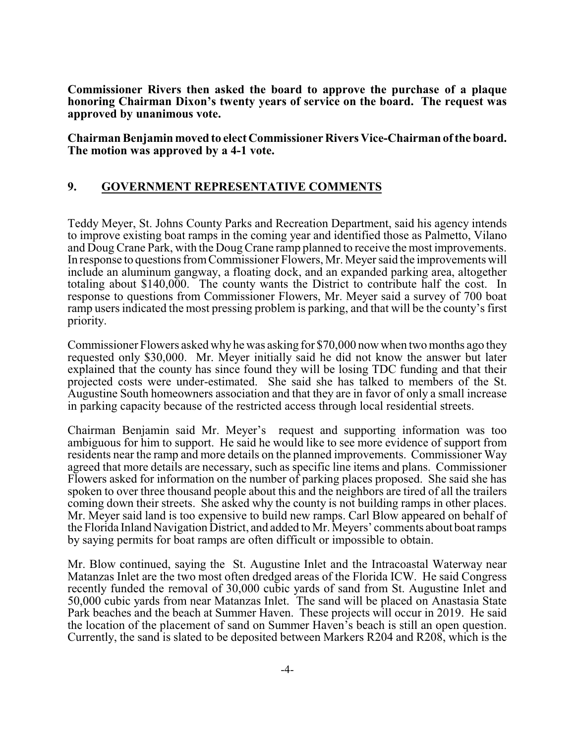**Commissioner Rivers then asked the board to approve the purchase of a plaque honoring Chairman Dixon's twenty years of service on the board. The request was approved by unanimous vote.**

**Chairman Benjamin moved to elect Commissioner Rivers Vice-Chairman of the board. The motion was approved by a 4-1 vote.**

## 9. <u>GOVERNMENT REPRESENTATIVE COMMENTS</u>

Teddy Meyer, St. Johns County Parks and Recreation Department, said his agency intends to improve existing boat ramps in the coming year and identified those as Palmetto, Vilano and Doug Crane Park, with the Doug Crane ramp planned to receive the most improvements. In response to questions from Commissioner Flowers, Mr. Meyer said the improvements will include an aluminum gangway, a floating dock, and an expanded parking area, altogether totaling about $140,000. The county wants the District to contribute half the cost. In response to questions from Commissioner Flowers, Mr. Meyer said a survey of 700 boat ramp users indicated the most pressing problem is parking, and that will be the county's first priority.

Commissioner Flowers asked why he was asking for $70,000 now when two months ago they requested only $30,000. Mr. Meyer initially said he did not know the answer but later explained that the county has since found they will be losing TDC funding and that their projected costs were under-estimated. She said she has talked to members of the St. Augustine South homeowners association and that they are in favor of only a small increase in parking capacity because of the restricted access through local residential streets.

Chairman Benjamin said Mr. Meyer's request and supporting information was too ambiguous for him to support. He said he would like to see more evidence of support from residents near the ramp and more details on the planned improvements. Commissioner Way agreed that more details are necessary, such as specific line items and plans. Commissioner Flowers asked for information on the number of parking places proposed. She said she has spoken to over three thousand people about this and the neighbors are tired of all the trailers coming down their streets. She asked why the county is not building ramps in other places. Mr. Meyer said land is too expensive to build new ramps. Carl Blow appeared on behalf of the Florida Inland Navigation District, and added to Mr. Meyers' comments about boat ramps by saying permits for boat ramps are often difficult or impossible to obtain.

Mr. Blow continued, saying the St. Augustine Inlet and the Intracoastal Waterway near Matanzas Inlet are the two most often dredged areas of the Florida ICW. He said Congress recently funded the removal of 30,000 cubic yards of sand from St. Augustine Inlet and 50,000 cubic yards from near Matanzas Inlet. The sand will be placed on Anastasia State Park beaches and the beach at Summer Haven. These projects will occur in 2019. He said the location of the placement of sand on Summer Haven's beach is still an open question. Currently, the sand is slated to be deposited between Markers R204 and R208, which is the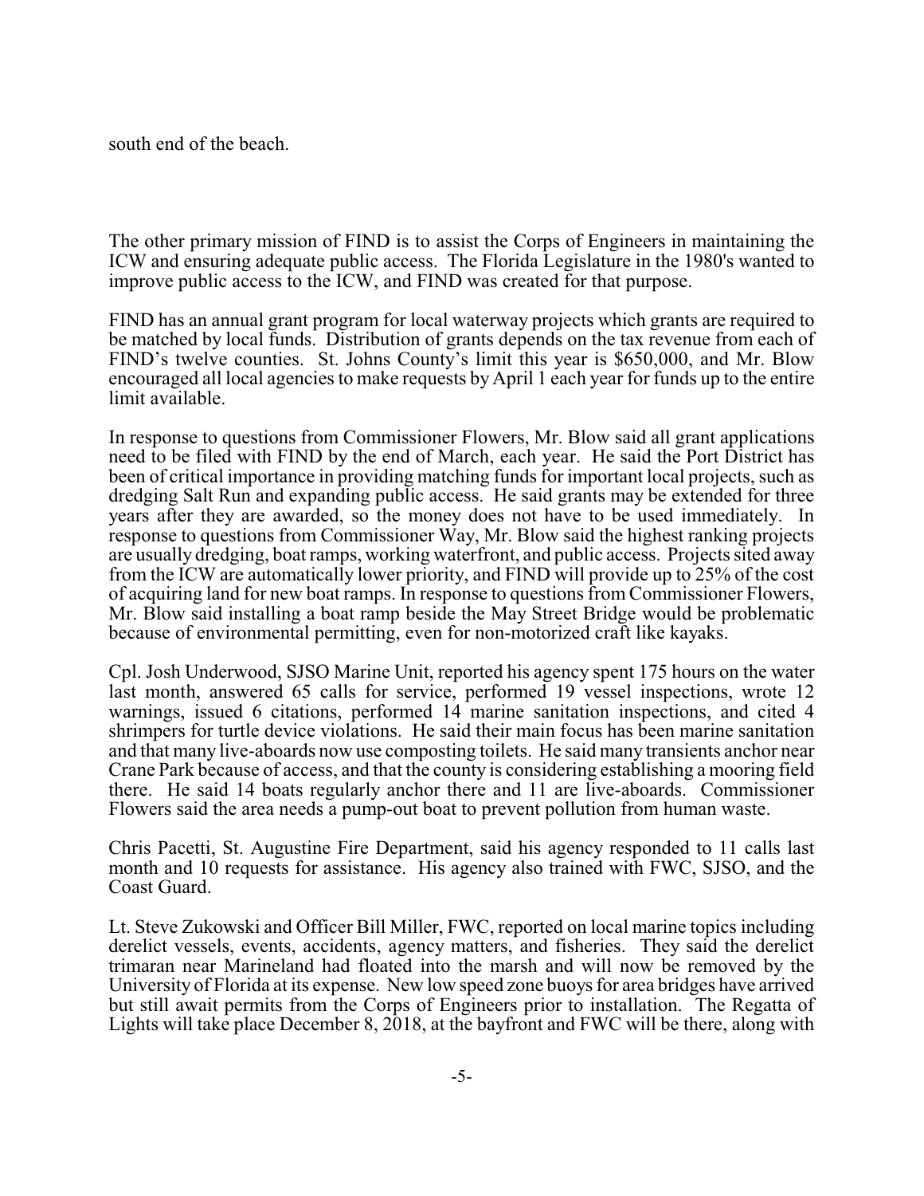south end of the beach.

The other primary mission of FIND is to assist the Corps of Engineers in maintaining the ICW and ensuring adequate public access. The Florida Legislature in the 1980's wanted to improve public access to the ICW, and FIND was created for that purpose.

FIND has an annual grant program for local waterway projects which grants are required to be matched by local funds. Distribution of grants depends on the tax revenue from each of FIND's twelve counties. St. Johns County's limit this year is $650,000, and Mr. Blow encouraged all local agencies to make requests by April 1 each year for funds up to the entire limit available.

In response to questions from Commissioner Flowers, Mr. Blow said all grant applications need to be filed with FIND by the end of March, each year. He said the Port District has been of critical importance in providing matching funds for important local projects, such as dredging Salt Run and expanding public access. He said grants may be extended for three years after they are awarded, so the money does not have to be used immediately. In response to questions from Commissioner Way, Mr. Blow said the highest ranking projects are usually dredging, boat ramps, working waterfront, and public access. Projects sited away from the ICW are automatically lower priority, and FIND will provide up to 25% of the cost of acquiring land for new boat ramps. In response to questions from Commissioner Flowers, Mr. Blow said installing a boat ramp beside the May Street Bridge would be problematic because of environmental permitting, even for non-motorized craft like kayaks.

Cpl. Josh Underwood, SJSO Marine Unit, reported his agency spent 175 hours on the water last month, answered 65 calls for service, performed 19 vessel inspections, wrote 12 warnings, issued 6 citations, performed 14 marine sanitation inspections, and cited 4 shrimpers for turtle device violations. He said their main focus has been marine sanitation and that many live-aboards now use composting toilets. He said many transients anchor near Crane Park because of access, and that the county is considering establishing a mooring field there. He said 14 boats regularly anchor there and 11 are live-aboards. Commissioner Flowers said the area needs a pump-out boat to prevent pollution from human waste.

Chris Pacetti, St. Augustine Fire Department, said his agency responded to 11 calls last month and 10 requests for assistance. His agency also trained with FWC, SJSO, and the Coast Guard.

Lt. Steve Zukowski and Officer Bill Miller, FWC, reported on local marine topics including derelict vessels, events, accidents, agency matters, and fisheries. They said the derelict trimaran near Marineland had floated into the marsh and will now be removed by the University of Florida at its expense. New low speed zone buoys for area bridges have arrived but still await permits from the Corps of Engineers prior to installation. The Regatta of Lights will take place December 8, 2018, at the bayfront and FWC will be there, along with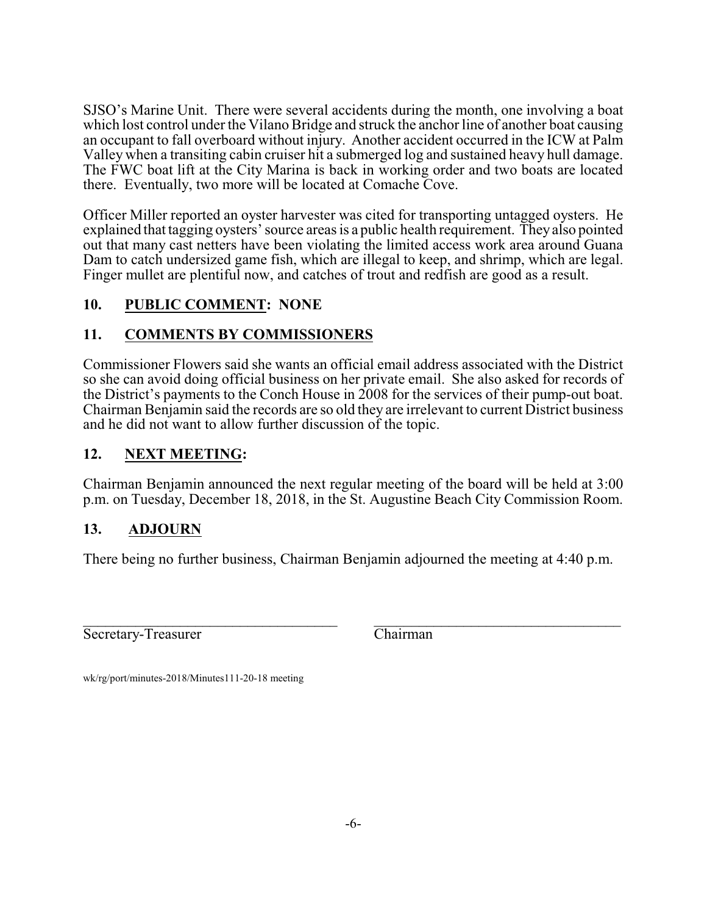SJSO's Marine Unit. There were several accidents during the month, one involving a boat which lost control under the Vilano Bridge and struck the anchor line of another boat causing an occupant to fall overboard without injury. Another accident occurred in the ICW at Palm Valley when a transiting cabin cruiser hit a submerged log and sustained heavy hull damage. The FWC boat lift at the City Marina is back in working order and two boats are located there. Eventually, two more will be located at Comache Cove.

Officer Miller reported an oyster harvester was cited for transporting untagged oysters. He explained that tagging oysters' source areas is a public health requirement. They also pointed out that many cast netters have been violating the limited access work area around Guana Dam to catch undersized game fish, which are illegal to keep, and shrimp, which are legal. Finger mullet are plentiful now, and catches of trout and redfish are good as a result.

## 10. PUBLIC COMMENT: NONE

## 11. COMMENTS BY COMMISSIONERS

Commissioner Flowers said she wants an official email address associated with the District so she can avoid doing official business on her private email. She also asked for records of the District's payments to the Conch House in 2008 for the services of their pump-out boat. Chairman Benjamin said the records are so old they are irrelevant to current District business and he did not want to allow further discussion of the topic.

## 12. NEXT MEETING:

Chairman Benjamin announced the next regular meeting of the board will be held at 3:00 p.m. on Tuesday, December 18, 2018, in the St. Augustine Beach City Commission Room.

## 13. ADJOURN

There being no further business, Chairman Benjamin adjourned the meeting at 4:40 p.m.

\_\_\_\_\_\_\_\_\_\_\_\_\_\_\_\_\_\_\_\_\_\_\_\_\_\_\_\_\_\_\_\_\_\_\_
Secretary-Treasurer

\_\_\_\_\_\_\_\_\_\_\_\_\_\_\_\_\_\_\_\_\_\_\_\_\_\_\_\_\_\_\_\_\_\_\_
Chairman

wk/rg/port/minutes-2018/Minutes111-20-18 meeting